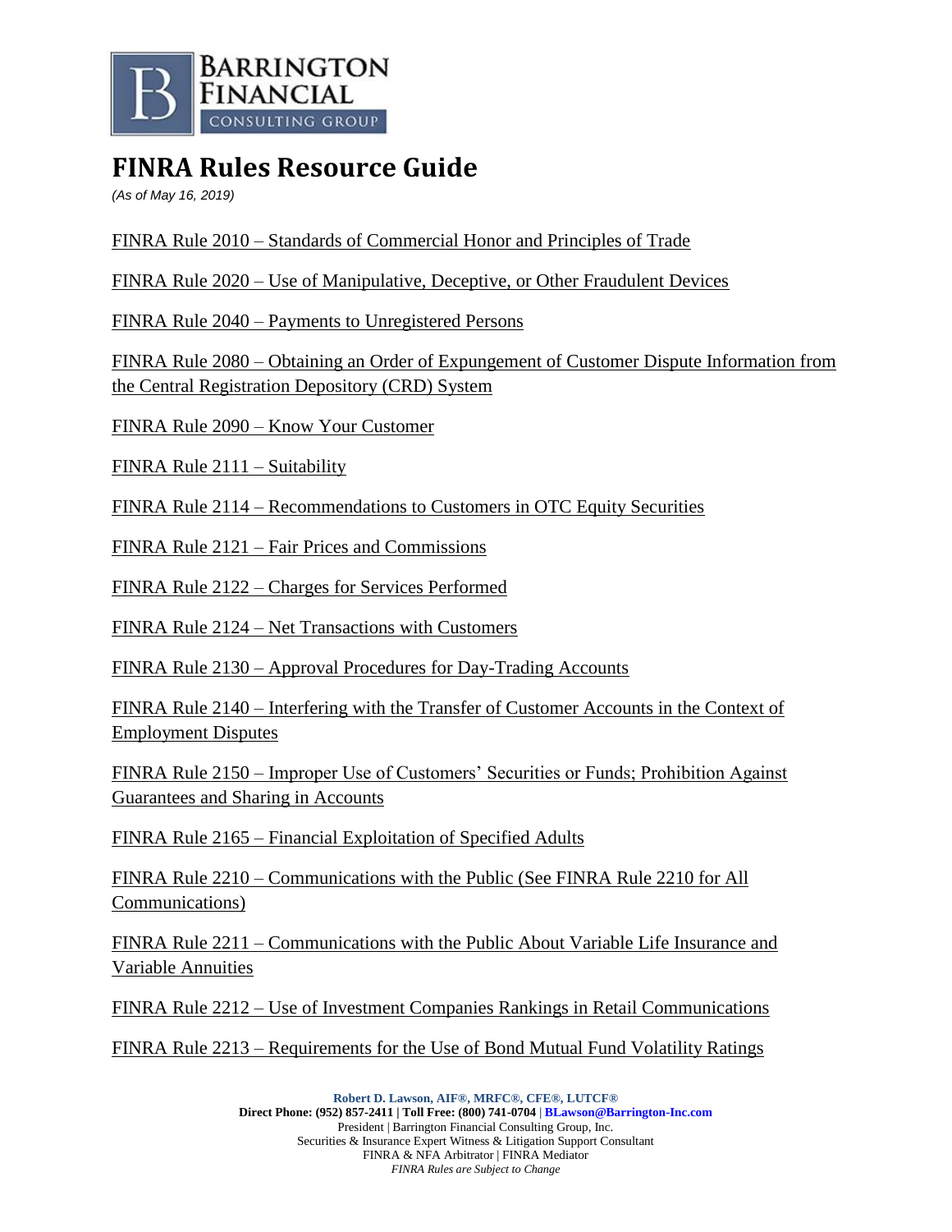BARRINGTON FINANCIAL CONSULTING GROUP

# FINRA Rules Resource Guide

*(As of May 16, 2019)*

FINRA Rule 2010 – Standards of Commercial Honor and Principles of Trade

FINRA Rule 2020 – Use of Manipulative, Deceptive, or Other Fraudulent Devices

FINRA Rule 2040 – Payments to Unregistered Persons

FINRA Rule 2080 – Obtaining an Order of Expungement of Customer Dispute Information from the Central Registration Depository (CRD) System

FINRA Rule 2090 – Know Your Customer

FINRA Rule 2111 – Suitability

FINRA Rule 2114 – Recommendations to Customers in OTC Equity Securities

FINRA Rule 2121 – Fair Prices and Commissions

FINRA Rule 2122 – Charges for Services Performed

FINRA Rule 2124 – Net Transactions with Customers

FINRA Rule 2130 – Approval Procedures for Day-Trading Accounts

FINRA Rule 2140 – Interfering with the Transfer of Customer Accounts in the Context of Employment Disputes

FINRA Rule 2150 – Improper Use of Customers' Securities or Funds; Prohibition Against Guarantees and Sharing in Accounts

FINRA Rule 2165 – Financial Exploitation of Specified Adults

FINRA Rule 2210 – Communications with the Public (See FINRA Rule 2210 for All Communications)

FINRA Rule 2211 – Communications with the Public About Variable Life Insurance and Variable Annuities

FINRA Rule 2212 – Use of Investment Companies Rankings in Retail Communications

FINRA Rule 2213 – Requirements for the Use of Bond Mutual Fund Volatility Ratings

**Robert D. Lawson, AIF®, MRFC®, CFE®, LUTCF®**
**Direct Phone: (952) 857-2411 | Toll Free: (800) 741-0704 | BLawson@Barrington-Inc.com**
President | Barrington Financial Consulting Group, Inc.
Securities & Insurance Expert Witness & Litigation Support Consultant
FINRA & NFA Arbitrator | FINRA Mediator
*FINRA Rules are Subject to Change*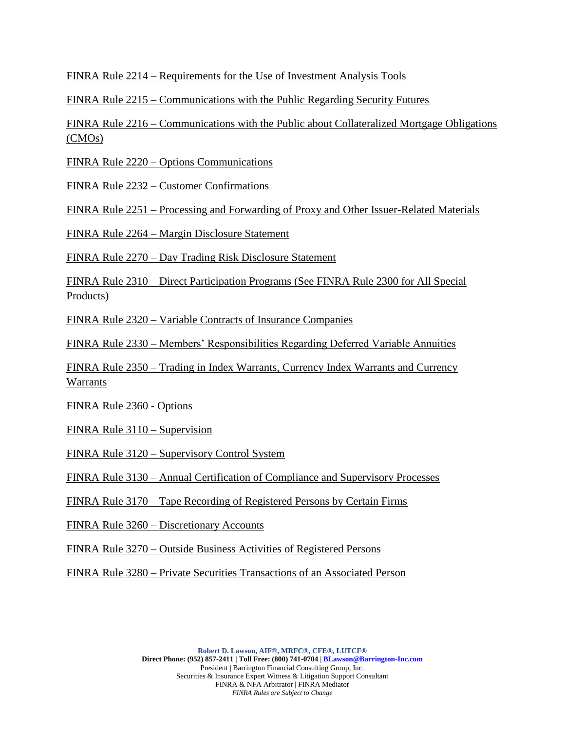FINRA Rule 2214 – Requirements for the Use of Investment Analysis Tools

FINRA Rule 2215 – Communications with the Public Regarding Security Futures

FINRA Rule 2216 – Communications with the Public about Collateralized Mortgage Obligations (CMOs)

FINRA Rule 2220 – Options Communications

FINRA Rule 2232 – Customer Confirmations

FINRA Rule 2251 – Processing and Forwarding of Proxy and Other Issuer-Related Materials

FINRA Rule 2264 – Margin Disclosure Statement

FINRA Rule 2270 – Day Trading Risk Disclosure Statement

FINRA Rule 2310 – Direct Participation Programs (See FINRA Rule 2300 for All Special Products)

FINRA Rule 2320 – Variable Contracts of Insurance Companies

FINRA Rule 2330 – Members' Responsibilities Regarding Deferred Variable Annuities

FINRA Rule 2350 – Trading in Index Warrants, Currency Index Warrants and Currency Warrants

FINRA Rule 2360 - Options

FINRA Rule 3110 – Supervision

FINRA Rule 3120 – Supervisory Control System

FINRA Rule 3130 – Annual Certification of Compliance and Supervisory Processes

FINRA Rule 3170 – Tape Recording of Registered Persons by Certain Firms

FINRA Rule 3260 – Discretionary Accounts

FINRA Rule 3270 – Outside Business Activities of Registered Persons

FINRA Rule 3280 – Private Securities Transactions of an Associated Person